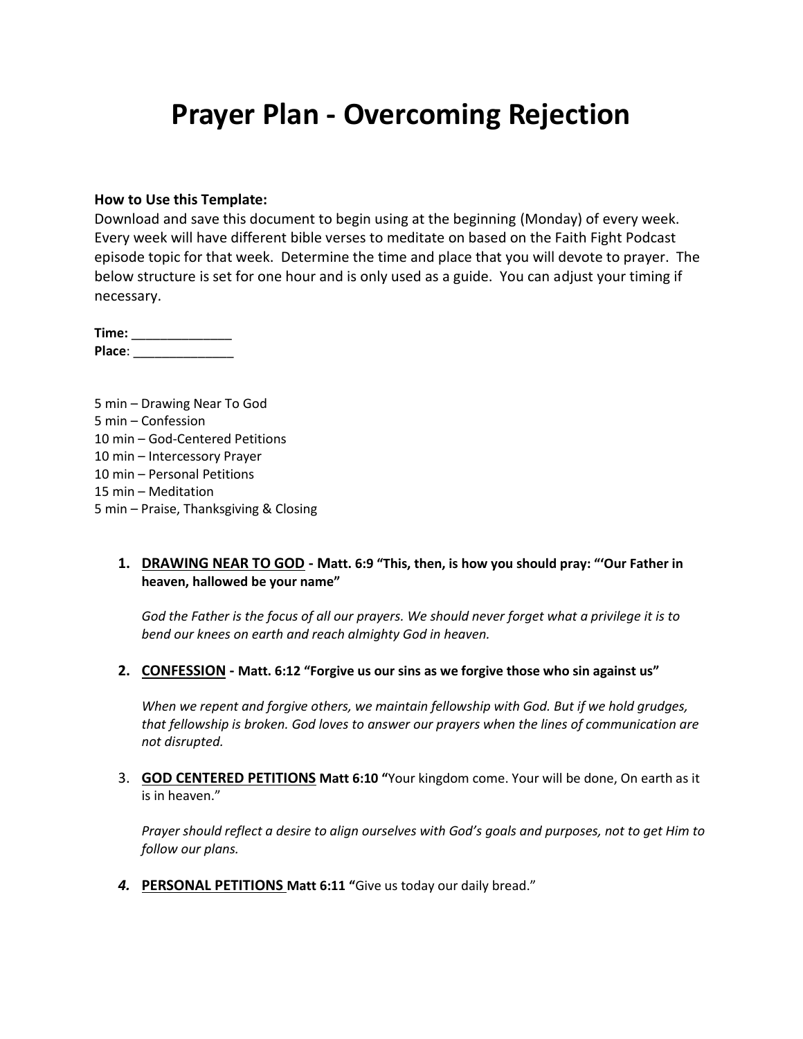# Prayer Plan - Overcoming Rejection

**How to Use this Template:**
Download and save this document to begin using at the beginning (Monday) of every week. Every week will have different bible verses to meditate on based on the Faith Fight Podcast episode topic for that week. Determine the time and place that you will devote to prayer. The below structure is set for one hour and is only used as a guide. You can adjust your timing if necessary.

**Time:** ______________
**Place**: ______________

5 min – Drawing Near To God
5 min – Confession
10 min – God-Centered Petitions
10 min – Intercessory Prayer
10 min – Personal Petitions
15 min – Meditation
5 min – Praise, Thanksgiving & Closing

1. **DRAWING NEAR TO GOD - Matt. 6:9 "This, then, is how you should pray: "'Our Father in heaven, hallowed be your name"**

   *God the Father is the focus of all our prayers. We should never forget what a privilege it is to bend our knees on earth and reach almighty God in heaven.*

2. **CONFESSION - Matt. 6:12 "Forgive us our sins as we forgive those who sin against us"**

   *When we repent and forgive others, we maintain fellowship with God. But if we hold grudges, that fellowship is broken. God loves to answer our prayers when the lines of communication are not disrupted.*

3. **GOD CENTERED PETITIONS Matt 6:10 "**Your kingdom come. Your will be done, On earth as it is in heaven."

   *Prayer should reflect a desire to align ourselves with God's goals and purposes, not to get Him to follow our plans.*

4. **PERSONAL PETITIONS Matt 6:11 "**Give us today our daily bread."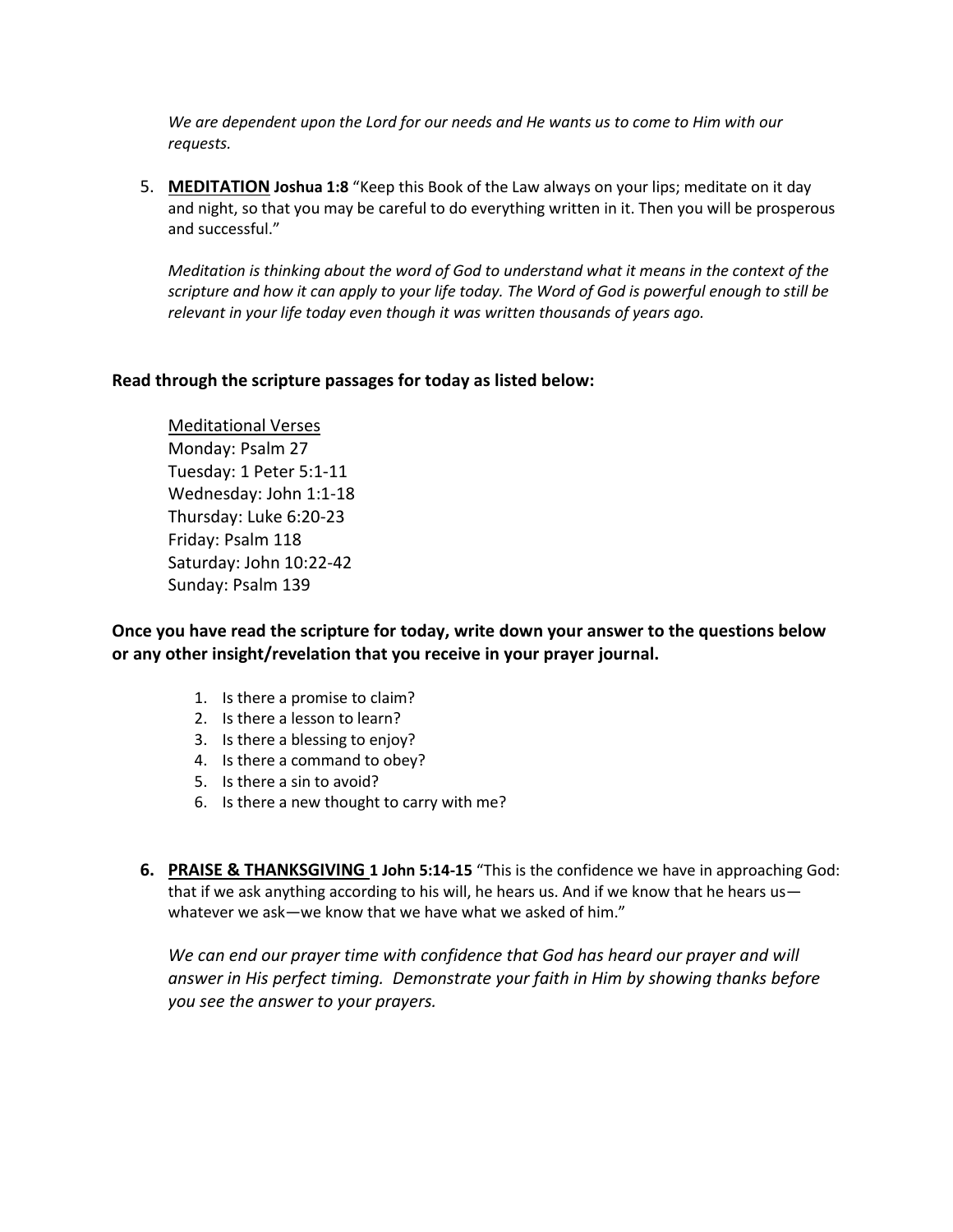*We are dependent upon the Lord for our needs and He wants us to come to Him with our requests.*

5. **MEDITATION** **Joshua 1:8** "Keep this Book of the Law always on your lips; meditate on it day and night, so that you may be careful to do everything written in it. Then you will be prosperous and successful."

   *Meditation is thinking about the word of God to understand what it means in the context of the scripture and how it can apply to your life today. The Word of God is powerful enough to still be relevant in your life today even though it was written thousands of years ago.*

**Read through the scripture passages for today as listed below:**

Meditational Verses
Monday: Psalm 27
Tuesday: 1 Peter 5:1-11
Wednesday: John 1:1-18
Thursday: Luke 6:20-23
Friday: Psalm 118
Saturday: John 10:22-42
Sunday: Psalm 139

**Once you have read the scripture for today, write down your answer to the questions below or any other insight/revelation that you receive in your prayer journal.**

1. Is there a promise to claim?
2. Is there a lesson to learn?
3. Is there a blessing to enjoy?
4. Is there a command to obey?
5. Is there a sin to avoid?
6. Is there a new thought to carry with me?

6. **PRAISE & THANKSGIVING** **1 John 5:14-15** "This is the confidence we have in approaching God: that if we ask anything according to his will, he hears us. And if we know that he hears us—whatever we ask—we know that we have what we asked of him."

   *We can end our prayer time with confidence that God has heard our prayer and will answer in His perfect timing. Demonstrate your faith in Him by showing thanks before you see the answer to your prayers.*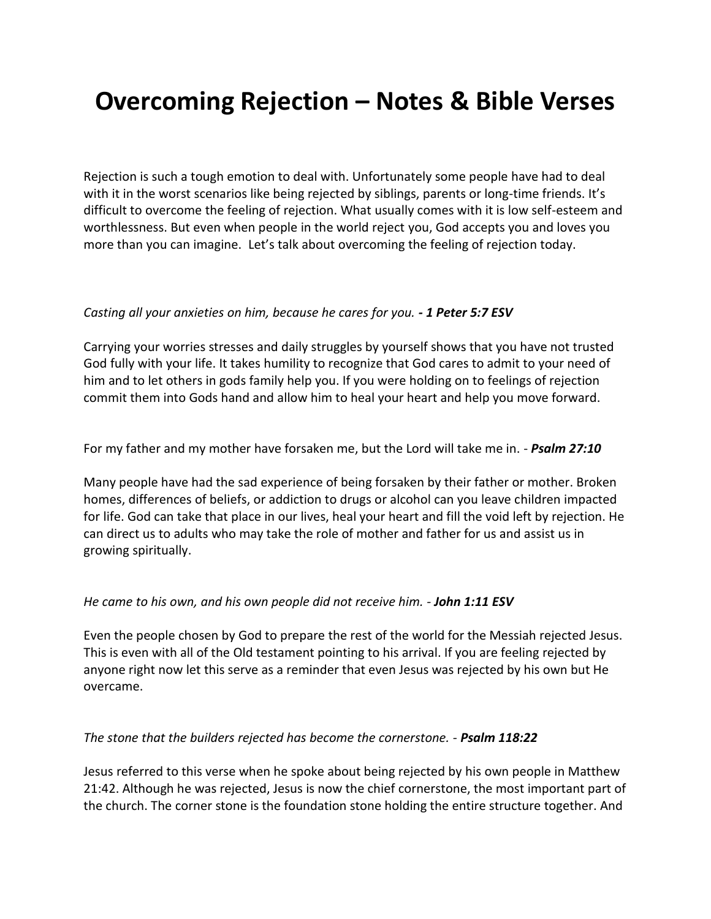# Overcoming Rejection – Notes & Bible Verses

Rejection is such a tough emotion to deal with. Unfortunately some people have had to deal with it in the worst scenarios like being rejected by siblings, parents or long-time friends. It's difficult to overcome the feeling of rejection. What usually comes with it is low self-esteem and worthlessness. But even when people in the world reject you, God accepts you and loves you more than you can imagine. Let's talk about overcoming the feeling of rejection today.

*Casting all your anxieties on him, because he cares for you.* ***- 1 Peter 5:7 ESV***

Carrying your worries stresses and daily struggles by yourself shows that you have not trusted God fully with your life. It takes humility to recognize that God cares to admit to your need of him and to let others in gods family help you. If you were holding on to feelings of rejection commit them into Gods hand and allow him to heal your heart and help you move forward.

For my father and my mother have forsaken me, but the Lord will take me in. - ***Psalm 27:10***

Many people have had the sad experience of being forsaken by their father or mother. Broken homes, differences of beliefs, or addiction to drugs or alcohol can you leave children impacted for life. God can take that place in our lives, heal your heart and fill the void left by rejection. He can direct us to adults who may take the role of mother and father for us and assist us in growing spiritually.

*He came to his own, and his own people did not receive him.* - ***John 1:11 ESV***

Even the people chosen by God to prepare the rest of the world for the Messiah rejected Jesus. This is even with all of the Old testament pointing to his arrival. If you are feeling rejected by anyone right now let this serve as a reminder that even Jesus was rejected by his own but He overcame.

*The stone that the builders rejected has become the cornerstone.* - ***Psalm 118:22***

Jesus referred to this verse when he spoke about being rejected by his own people in Matthew 21:42. Although he was rejected, Jesus is now the chief cornerstone, the most important part of the church. The corner stone is the foundation stone holding the entire structure together. And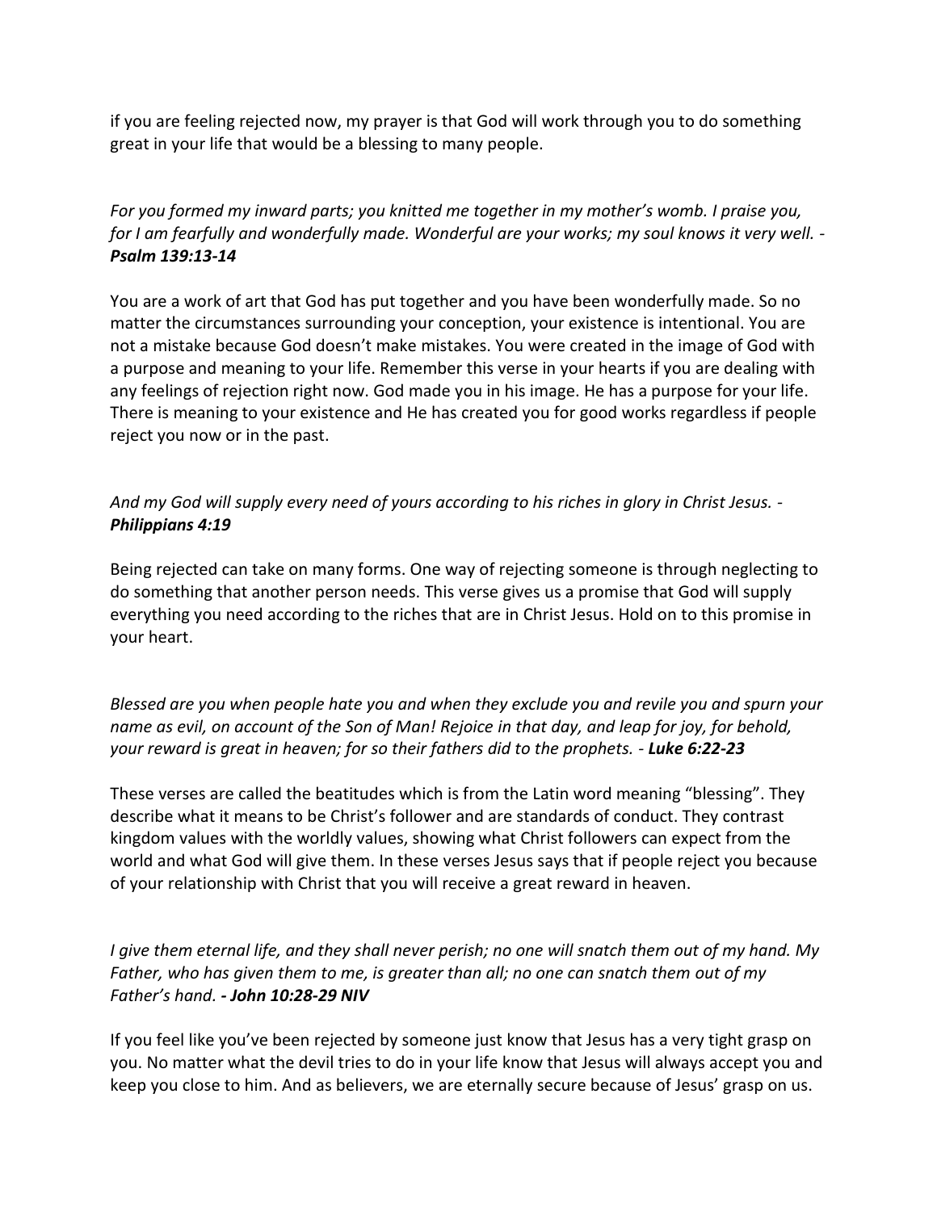if you are feeling rejected now, my prayer is that God will work through you to do something great in your life that would be a blessing to many people.

*For you formed my inward parts; you knitted me together in my mother's womb. I praise you, for I am fearfully and wonderfully made. Wonderful are your works; my soul knows it very well. -* ***Psalm 139:13-14***

You are a work of art that God has put together and you have been wonderfully made. So no matter the circumstances surrounding your conception, your existence is intentional. You are not a mistake because God doesn't make mistakes. You were created in the image of God with a purpose and meaning to your life. Remember this verse in your hearts if you are dealing with any feelings of rejection right now. God made you in his image. He has a purpose for your life. There is meaning to your existence and He has created you for good works regardless if people reject you now or in the past.

*And my God will supply every need of yours according to his riches in glory in Christ Jesus. -* ***Philippians 4:19***

Being rejected can take on many forms. One way of rejecting someone is through neglecting to do something that another person needs. This verse gives us a promise that God will supply everything you need according to the riches that are in Christ Jesus. Hold on to this promise in your heart.

*Blessed are you when people hate you and when they exclude you and revile you and spurn your name as evil, on account of the Son of Man! Rejoice in that day, and leap for joy, for behold, your reward is great in heaven; for so their fathers did to the prophets. -* ***Luke 6:22-23***

These verses are called the beatitudes which is from the Latin word meaning "blessing". They describe what it means to be Christ's follower and are standards of conduct. They contrast kingdom values with the worldly values, showing what Christ followers can expect from the world and what God will give them. In these verses Jesus says that if people reject you because of your relationship with Christ that you will receive a great reward in heaven.

*I give them eternal life, and they shall never perish; no one will snatch them out of my hand. My Father, who has given them to me, is greater than all; no one can snatch them out of my Father's hand.* ***- John 10:28-29 NIV***

If you feel like you've been rejected by someone just know that Jesus has a very tight grasp on you. No matter what the devil tries to do in your life know that Jesus will always accept you and keep you close to him. And as believers, we are eternally secure because of Jesus' grasp on us.